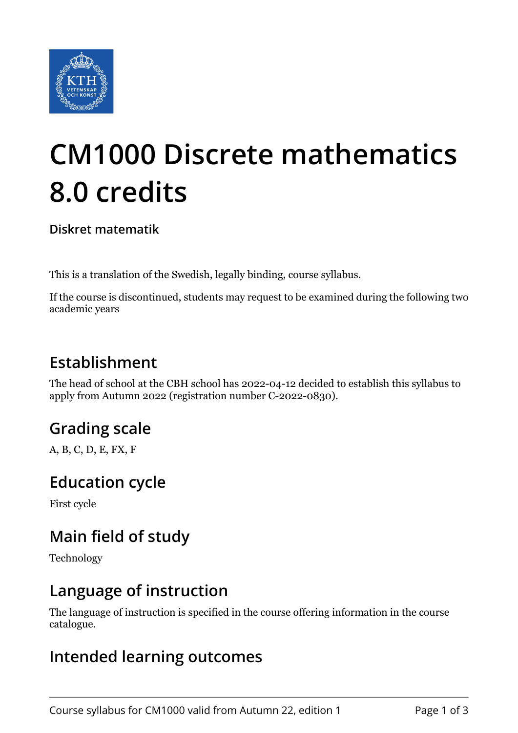# CM1000 Discrete mathematics 8.0 credits

**Diskret matematik**

This is a translation of the Swedish, legally binding, course syllabus.

If the course is discontinued, students may request to be examined during the following two academic years

## Establishment

The head of school at the CBH school has 2022-04-12 decided to establish this syllabus to apply from Autumn 2022 (registration number C-2022-0830).

## Grading scale

A, B, C, D, E, FX, F

## Education cycle

First cycle

## Main field of study

Technology

## Language of instruction

The language of instruction is specified in the course offering information in the course catalogue.

## Intended learning outcomes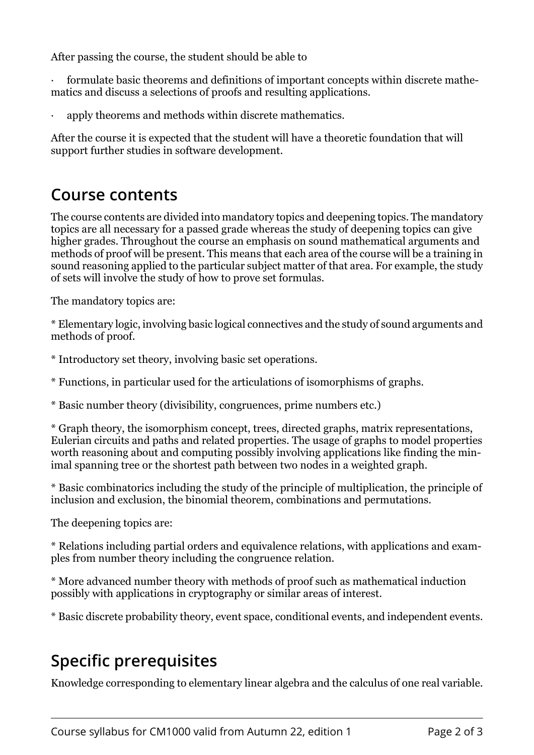After passing the course, the student should be able to

· formulate basic theorems and definitions of important concepts within discrete mathematics and discuss a selections of proofs and resulting applications.

· apply theorems and methods within discrete mathematics.

After the course it is expected that the student will have a theoretic foundation that will support further studies in software development.

## Course contents

The course contents are divided into mandatory topics and deepening topics. The mandatory topics are all necessary for a passed grade whereas the study of deepening topics can give higher grades. Throughout the course an emphasis on sound mathematical arguments and methods of proof will be present. This means that each area of the course will be a training in sound reasoning applied to the particular subject matter of that area. For example, the study of sets will involve the study of how to prove set formulas.

The mandatory topics are:

* Elementary logic, involving basic logical connectives and the study of sound arguments and methods of proof.

* Introductory set theory, involving basic set operations.

* Functions, in particular used for the articulations of isomorphisms of graphs.

* Basic number theory (divisibility, congruences, prime numbers etc.)

* Graph theory, the isomorphism concept, trees, directed graphs, matrix representations, Eulerian circuits and paths and related properties. The usage of graphs to model properties worth reasoning about and computing possibly involving applications like finding the minimal spanning tree or the shortest path between two nodes in a weighted graph.

* Basic combinatorics including the study of the principle of multiplication, the principle of inclusion and exclusion, the binomial theorem, combinations and permutations.

The deepening topics are:

* Relations including partial orders and equivalence relations, with applications and examples from number theory including the congruence relation.

* More advanced number theory with methods of proof such as mathematical induction possibly with applications in cryptography or similar areas of interest.

* Basic discrete probability theory, event space, conditional events, and independent events.

## Specific prerequisites

Knowledge corresponding to elementary linear algebra and the calculus of one real variable.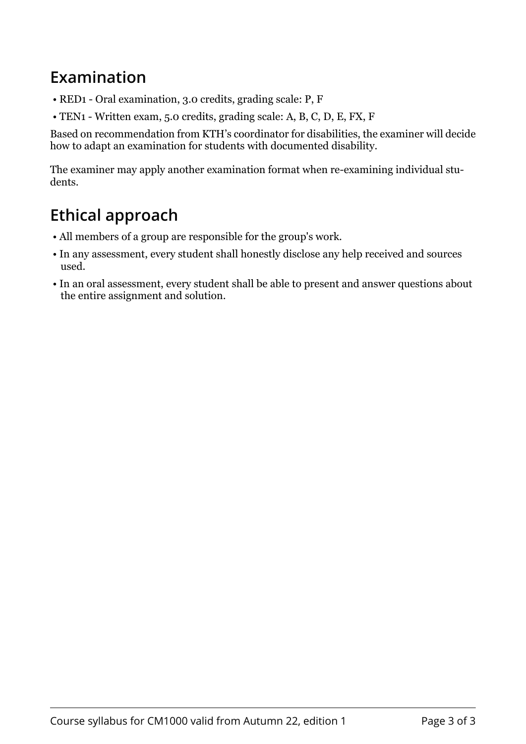## Examination

- RED1 - Oral examination, 3.0 credits, grading scale: P, F
- TEN1 - Written exam, 5.0 credits, grading scale: A, B, C, D, E, FX, F

Based on recommendation from KTH's coordinator for disabilities, the examiner will decide how to adapt an examination for students with documented disability.

The examiner may apply another examination format when re-examining individual students.

## Ethical approach

- All members of a group are responsible for the group's work.
- In any assessment, every student shall honestly disclose any help received and sources used.
- In an oral assessment, every student shall be able to present and answer questions about the entire assignment and solution.